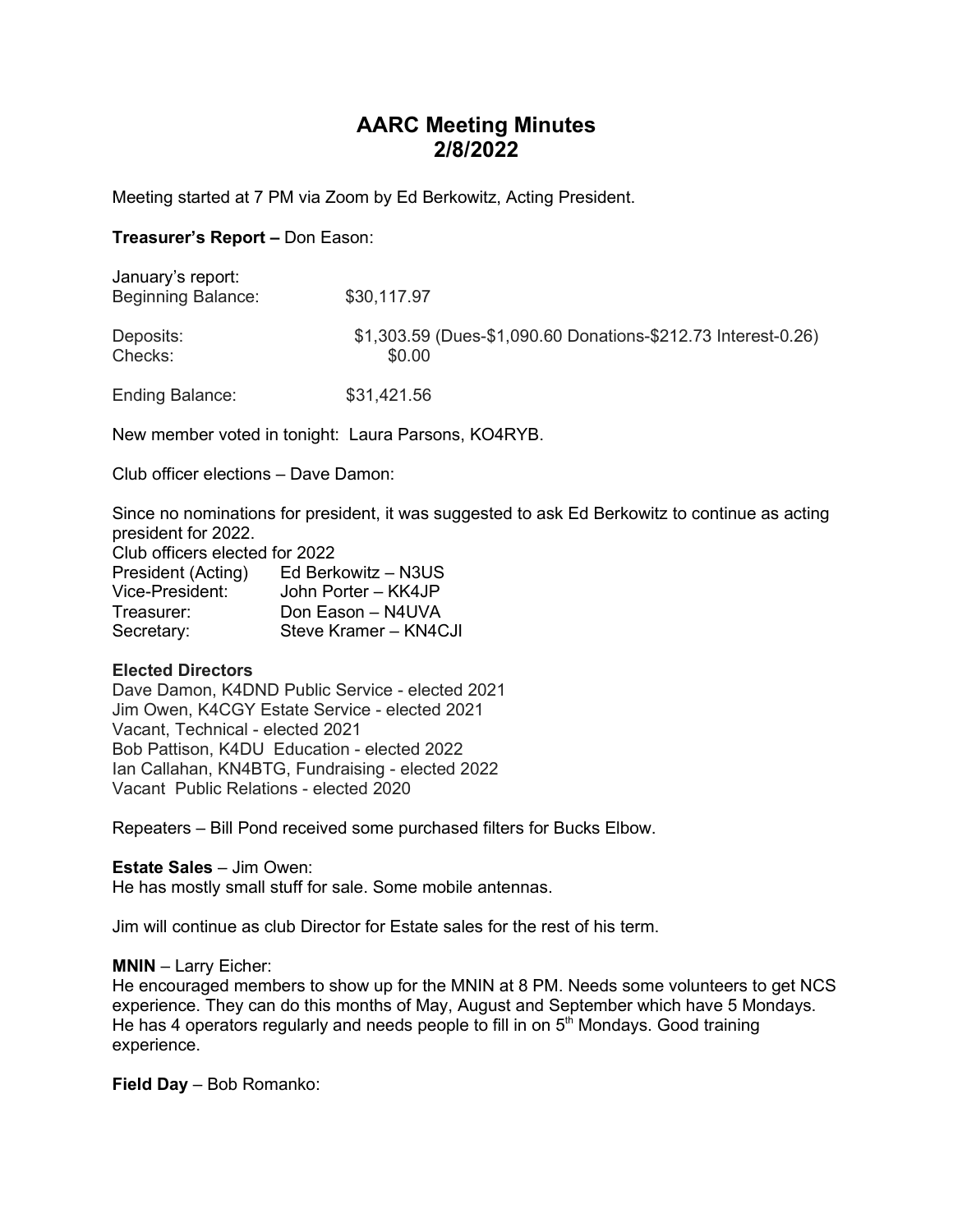# AARC Meeting Minutes
# 2/8/2022

Meeting started at 7 PM via Zoom by Ed Berkowitz, Acting President.

**Treasurer's Report –** Don Eason:

| | |
|---|---|
| January's report: | |
| Beginning Balance: | $30,117.97 |
| Deposits: | $1,303.59 (Dues-$1,090.60 Donations-$212.73 Interest-0.26) |
| Checks: | $0.00 |
| Ending Balance: | $31,421.56 |

New member voted in tonight: Laura Parsons, KO4RYB.

Club officer elections – Dave Damon:

Since no nominations for president, it was suggested to ask Ed Berkowitz to continue as acting president for 2022.

Club officers elected for 2022

| | |
|---|---|
| President (Acting) | Ed Berkowitz – N3US |
| Vice-President: | John Porter – KK4JP |
| Treasurer: | Don Eason – N4UVA |
| Secretary: | Steve Kramer – KN4CJI |

**Elected Directors**

Dave Damon, K4DND Public Service - elected 2021
Jim Owen, K4CGY Estate Service - elected 2021
Vacant, Technical - elected 2021
Bob Pattison, K4DU Education - elected 2022
Ian Callahan, KN4BTG, Fundraising - elected 2022
Vacant Public Relations - elected 2020

Repeaters – Bill Pond received some purchased filters for Bucks Elbow.

**Estate Sales** – Jim Owen:
He has mostly small stuff for sale. Some mobile antennas.

Jim will continue as club Director for Estate sales for the rest of his term.

**MNIN** – Larry Eicher:
He encouraged members to show up for the MNIN at 8 PM. Needs some volunteers to get NCS experience. They can do this months of May, August and September which have 5 Mondays. He has 4 operators regularly and needs people to fill in on 5th Mondays. Good training experience.

**Field Day** – Bob Romanko: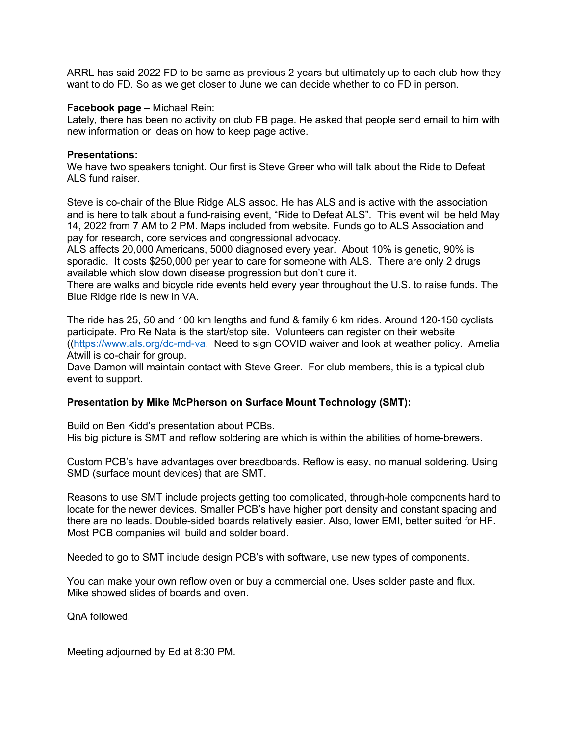ARRL has said 2022 FD to be same as previous 2 years but ultimately up to each club how they want to do FD. So as we get closer to June we can decide whether to do FD in person.

**Facebook page** – Michael Rein:
Lately, there has been no activity on club FB page. He asked that people send email to him with new information or ideas on how to keep page active.

**Presentations:**
We have two speakers tonight. Our first is Steve Greer who will talk about the Ride to Defeat ALS fund raiser.

Steve is co-chair of the Blue Ridge ALS assoc. He has ALS and is active with the association and is here to talk about a fund-raising event, “Ride to Defeat ALS”. This event will be held May 14, 2022 from 7 AM to 2 PM. Maps included from website. Funds go to ALS Association and pay for research, core services and congressional advocacy.
ALS affects 20,000 Americans, 5000 diagnosed every year. About 10% is genetic, 90% is sporadic. It costs $250,000 per year to care for someone with ALS. There are only 2 drugs available which slow down disease progression but don’t cure it.
There are walks and bicycle ride events held every year throughout the U.S. to raise funds. The Blue Ridge ride is new in VA.

The ride has 25, 50 and 100 km lengths and fund & family 6 km rides. Around 120-150 cyclists participate. Pro Re Nata is the start/stop site. Volunteers can register on their website ((https://www.als.org/dc-md-va. Need to sign COVID waiver and look at weather policy. Amelia Atwill is co-chair for group.
Dave Damon will maintain contact with Steve Greer. For club members, this is a typical club event to support.

**Presentation by Mike McPherson on Surface Mount Technology (SMT):**

Build on Ben Kidd’s presentation about PCBs.
His big picture is SMT and reflow soldering are which is within the abilities of home-brewers.

Custom PCB’s have advantages over breadboards. Reflow is easy, no manual soldering. Using SMD (surface mount devices) that are SMT.

Reasons to use SMT include projects getting too complicated, through-hole components hard to locate for the newer devices. Smaller PCB’s have higher port density and constant spacing and there are no leads. Double-sided boards relatively easier. Also, lower EMI, better suited for HF. Most PCB companies will build and solder board.

Needed to go to SMT include design PCB’s with software, use new types of components.

You can make your own reflow oven or buy a commercial one. Uses solder paste and flux.
Mike showed slides of boards and oven.

QnA followed.

Meeting adjourned by Ed at 8:30 PM.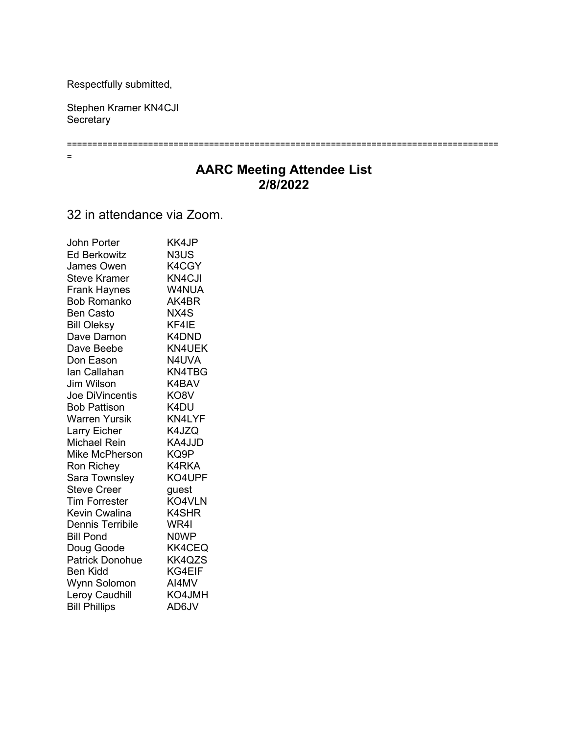Respectfully submitted,

Stephen Kramer KN4CJI
Secretary

==================================================================================
=

## AARC Meeting Attendee List
## 2/8/2022

32 in attendance via Zoom.

| | |
|---|---|
| John Porter | KK4JP |
| Ed Berkowitz | N3US |
| James Owen | K4CGY |
| Steve Kramer | KN4CJI |
| Frank Haynes | W4NUA |
| Bob Romanko | AK4BR |
| Ben Casto | NX4S |
| Bill Oleksy | KF4IE |
| Dave Damon | K4DND |
| Dave Beebe | KN4UEK |
| Don Eason | N4UVA |
| Ian Callahan | KN4TBG |
| Jim Wilson | K4BAV |
| Joe DiVincentis | KO8V |
| Bob Pattison | K4DU |
| Warren Yursik | KN4LYF |
| Larry Eicher | K4JZQ |
| Michael Rein | KA4JJD |
| Mike McPherson | KQ9P |
| Ron Richey | K4RKA |
| Sara Townsley | KO4UPF |
| Steve Creer | guest |
| Tim Forrester | KO4VLN |
| Kevin Cwalina | K4SHR |
| Dennis Terribile | WR4I |
| Bill Pond | N0WP |
| Doug Goode | KK4CEQ |
| Patrick Donohue | KK4QZS |
| Ben Kidd | KG4EIF |
| Wynn Solomon | AI4MV |
| Leroy Caudhill | KO4JMH |
| Bill Phillips | AD6JV |